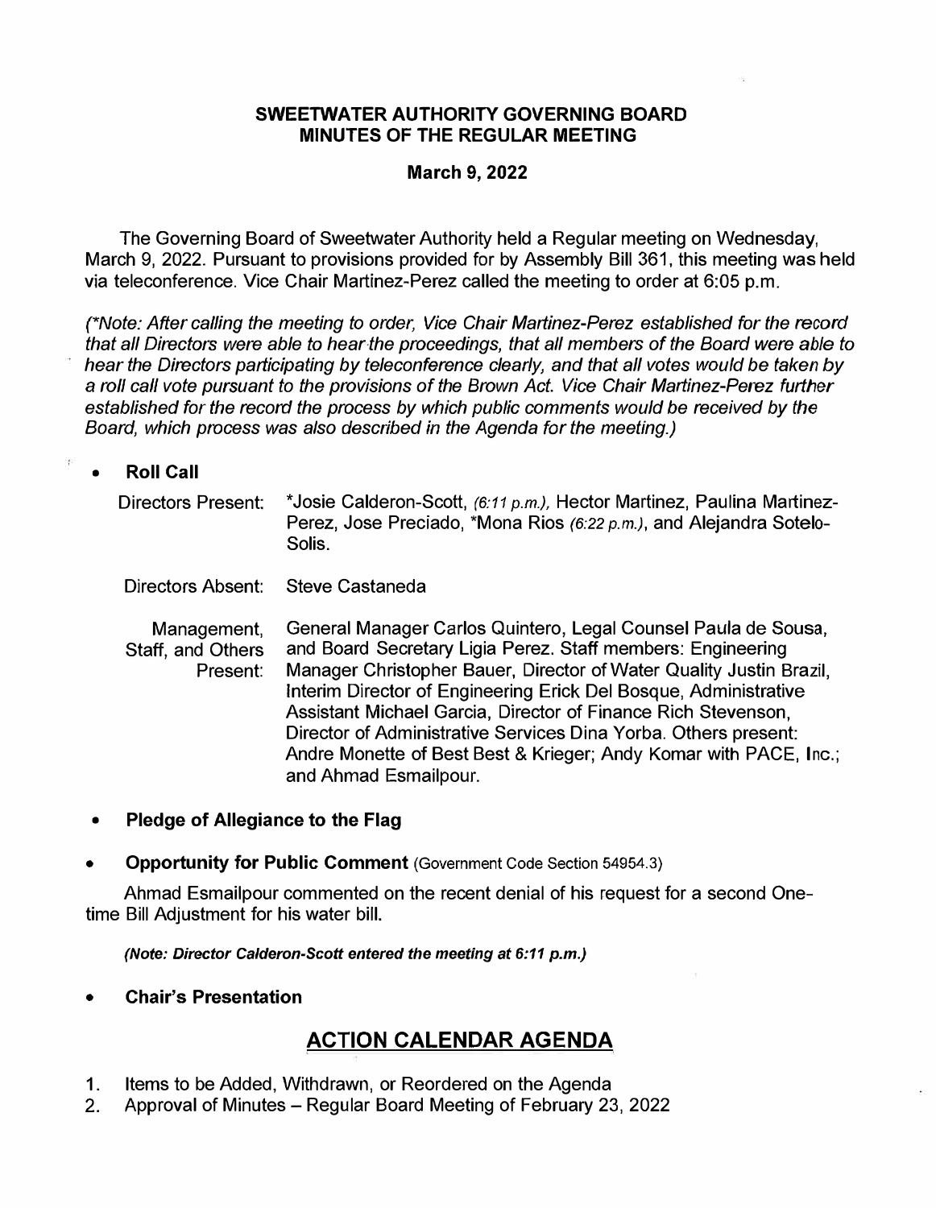# SWEETWATER AUTHORITY GOVERNING BOARD
# MINUTES OF THE REGULAR MEETING

**March 9, 2022**

The Governing Board of Sweetwater Authority held a Regular meeting on Wednesday, March 9, 2022. Pursuant to provisions provided for by Assembly Bill 361, this meeting was held via teleconference. Vice Chair Martinez-Perez called the meeting to order at 6:05 p.m.

*(\*Note: After calling the meeting to order, Vice Chair Martinez-Perez established for the record that all Directors were able to hear the proceedings, that all members of the Board were able to hear the Directors participating by teleconference clearly, and that all votes would be taken by a roll call vote pursuant to the provisions of the Brown Act. Vice Chair Martinez-Perez further established for the record the process by which public comments would be received by the Board, which process was also described in the Agenda for the meeting.)*

- **Roll Call**

| | |
|---|---|
| Directors Present: | *Josie Calderon-Scott, *(6:11 p.m.)*, Hector Martinez, Paulina Martinez-Perez, Jose Preciado, *Mona Rios *(6:22 p.m.)*, and Alejandra Sotelo-Solis. |
| Directors Absent: | Steve Castaneda |
| Management, Staff, and Others Present: | General Manager Carlos Quintero, Legal Counsel Paula de Sousa, and Board Secretary Ligia Perez. Staff members: Engineering Manager Christopher Bauer, Director of Water Quality Justin Brazil, Interim Director of Engineering Erick Del Bosque, Administrative Assistant Michael Garcia, Director of Finance Rich Stevenson, Director of Administrative Services Dina Yorba. Others present: Andre Monette of Best Best & Krieger; Andy Komar with PACE, Inc.; and Ahmad Esmailpour. |

- **Pledge of Allegiance to the Flag**

- **Opportunity for Public Comment** (Government Code Section 54954.3)

Ahmad Esmailpour commented on the recent denial of his request for a second One-time Bill Adjustment for his water bill.

***(Note: Director Calderon-Scott entered the meeting at 6:11 p.m.)***

- **Chair's Presentation**

## ACTION CALENDAR AGENDA

1. Items to be Added, Withdrawn, or Reordered on the Agenda
2. Approval of Minutes – Regular Board Meeting of February 23, 2022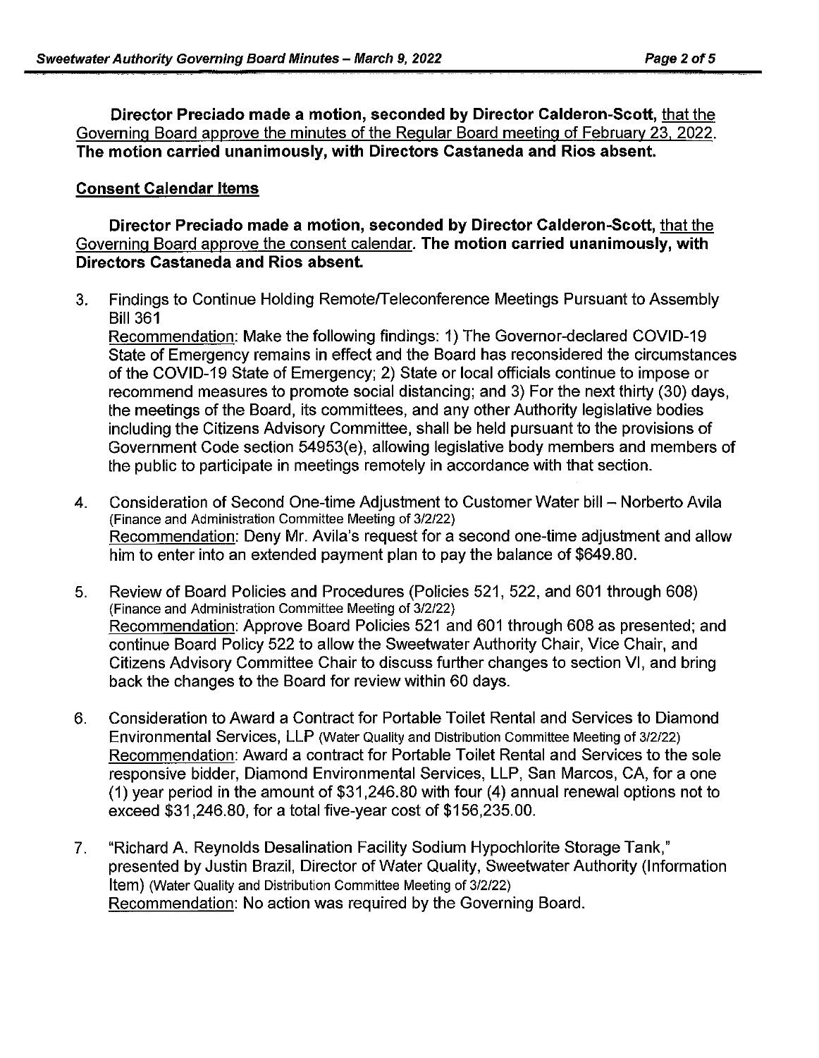**Director Preciado made a motion, seconded by Director Calderon-Scott,** <u>that the Governing Board approve the minutes of the Regular Board meeting of February 23, 2022</u>. **The motion carried unanimously, with Directors Castaneda and Rios absent.**

**<u>Consent Calendar Items</u>**

**Director Preciado made a motion, seconded by Director Calderon-Scott,** <u>that the Governing Board approve the consent calendar</u>. **The motion carried unanimously, with Directors Castaneda and Rios absent.**

3. Findings to Continue Holding Remote/Teleconference Meetings Pursuant to Assembly Bill 361
<u>Recommendation</u>: Make the following findings: 1) The Governor-declared COVID-19 State of Emergency remains in effect and the Board has reconsidered the circumstances of the COVID-19 State of Emergency; 2) State or local officials continue to impose or recommend measures to promote social distancing; and 3) For the next thirty (30) days, the meetings of the Board, its committees, and any other Authority legislative bodies including the Citizens Advisory Committee, shall be held pursuant to the provisions of Government Code section 54953(e), allowing legislative body members and members of the public to participate in meetings remotely in accordance with that section.

4. Consideration of Second One-time Adjustment to Customer Water bill – Norberto Avila (Finance and Administration Committee Meeting of 3/2/22)
<u>Recommendation</u>: Deny Mr. Avila's request for a second one-time adjustment and allow him to enter into an extended payment plan to pay the balance of $649.80.

5. Review of Board Policies and Procedures (Policies 521, 522, and 601 through 608) (Finance and Administration Committee Meeting of 3/2/22)
<u>Recommendation</u>: Approve Board Policies 521 and 601 through 608 as presented; and continue Board Policy 522 to allow the Sweetwater Authority Chair, Vice Chair, and Citizens Advisory Committee Chair to discuss further changes to section VI, and bring back the changes to the Board for review within 60 days.

6. Consideration to Award a Contract for Portable Toilet Rental and Services to Diamond Environmental Services, LLP (Water Quality and Distribution Committee Meeting of 3/2/22)
<u>Recommendation</u>: Award a contract for Portable Toilet Rental and Services to the sole responsive bidder, Diamond Environmental Services, LLP, San Marcos, CA, for a one (1) year period in the amount of $31,246.80 with four (4) annual renewal options not to exceed $31,246.80, for a total five-year cost of $156,235.00.

7. "Richard A. Reynolds Desalination Facility Sodium Hypochlorite Storage Tank," presented by Justin Brazil, Director of Water Quality, Sweetwater Authority (Information Item) (Water Quality and Distribution Committee Meeting of 3/2/22)
<u>Recommendation</u>: No action was required by the Governing Board.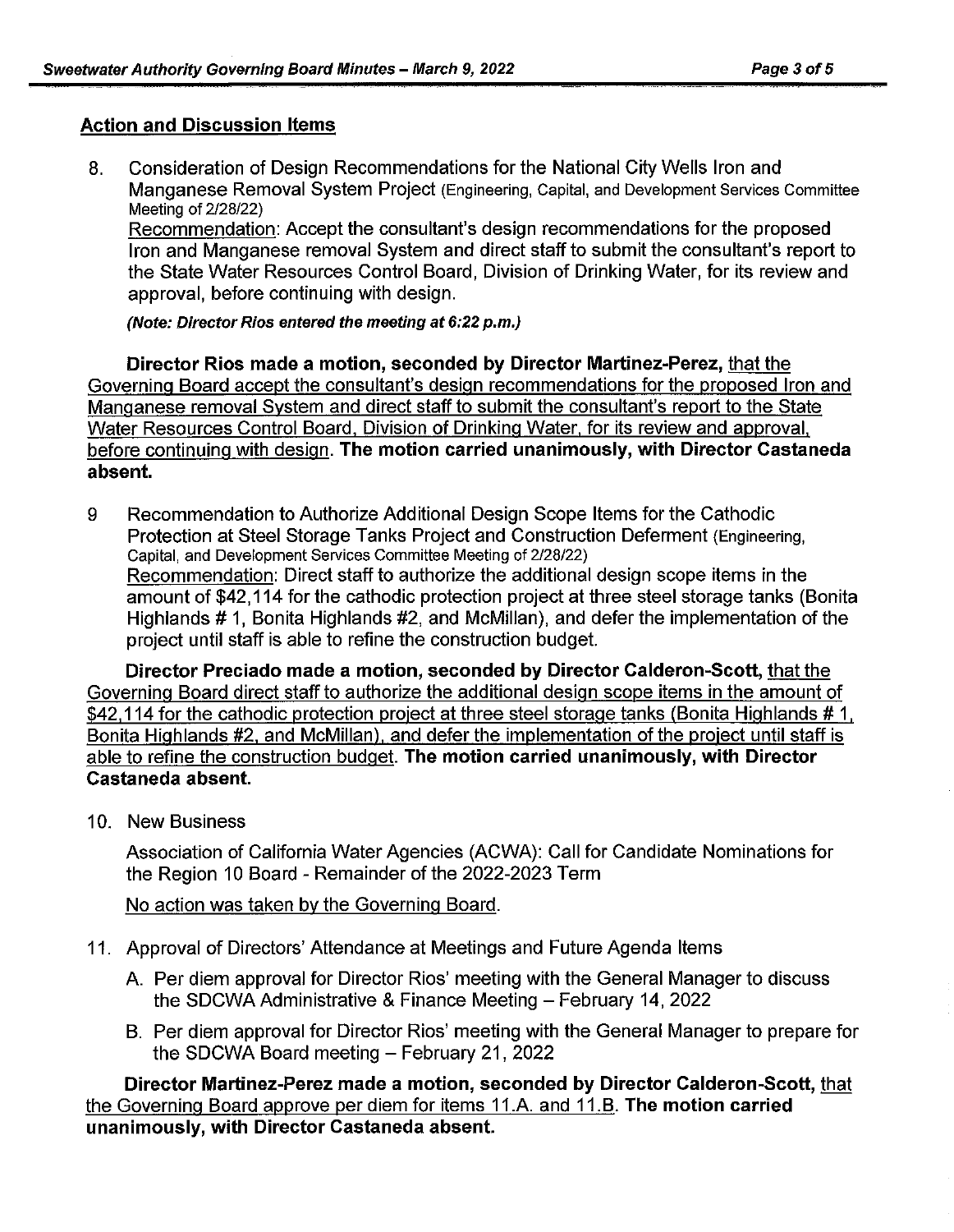## Action and Discussion Items

8. Consideration of Design Recommendations for the National City Wells Iron and Manganese Removal System Project (Engineering, Capital, and Development Services Committee Meeting of 2/28/22)
   Recommendation: Accept the consultant's design recommendations for the proposed Iron and Manganese removal System and direct staff to submit the consultant's report to the State Water Resources Control Board, Division of Drinking Water, for its review and approval, before continuing with design.

   ***(Note: Director Rios entered the meeting at 6:22 p.m.)***

   **Director Rios made a motion, seconded by Director Martinez-Perez,** that the Governing Board accept the consultant's design recommendations for the proposed Iron and Manganese removal System and direct staff to submit the consultant's report to the State Water Resources Control Board, Division of Drinking Water, for its review and approval, before continuing with design. **The motion carried unanimously, with Director Castaneda absent.**

9. Recommendation to Authorize Additional Design Scope Items for the Cathodic Protection at Steel Storage Tanks Project and Construction Deferment (Engineering, Capital, and Development Services Committee Meeting of 2/28/22)
   Recommendation: Direct staff to authorize the additional design scope items in the amount of $42,114 for the cathodic protection project at three steel storage tanks (Bonita Highlands # 1, Bonita Highlands #2, and McMillan), and defer the implementation of the project until staff is able to refine the construction budget.

   **Director Preciado made a motion, seconded by Director Calderon-Scott,** that the Governing Board direct staff to authorize the additional design scope items in the amount of $42,114 for the cathodic protection project at three steel storage tanks (Bonita Highlands # 1, Bonita Highlands #2, and McMillan), and defer the implementation of the project until staff is able to refine the construction budget. **The motion carried unanimously, with Director Castaneda absent.**

10. New Business

    Association of California Water Agencies (ACWA): Call for Candidate Nominations for the Region 10 Board - Remainder of the 2022-2023 Term

    No action was taken by the Governing Board.

11. Approval of Directors' Attendance at Meetings and Future Agenda Items

    A. Per diem approval for Director Rios' meeting with the General Manager to discuss the SDCWA Administrative & Finance Meeting – February 14, 2022

    B. Per diem approval for Director Rios' meeting with the General Manager to prepare for the SDCWA Board meeting – February 21, 2022

    **Director Martinez-Perez made a motion, seconded by Director Calderon-Scott,** that the Governing Board approve per diem for items 11.A. and 11.B. **The motion carried unanimously, with Director Castaneda absent.**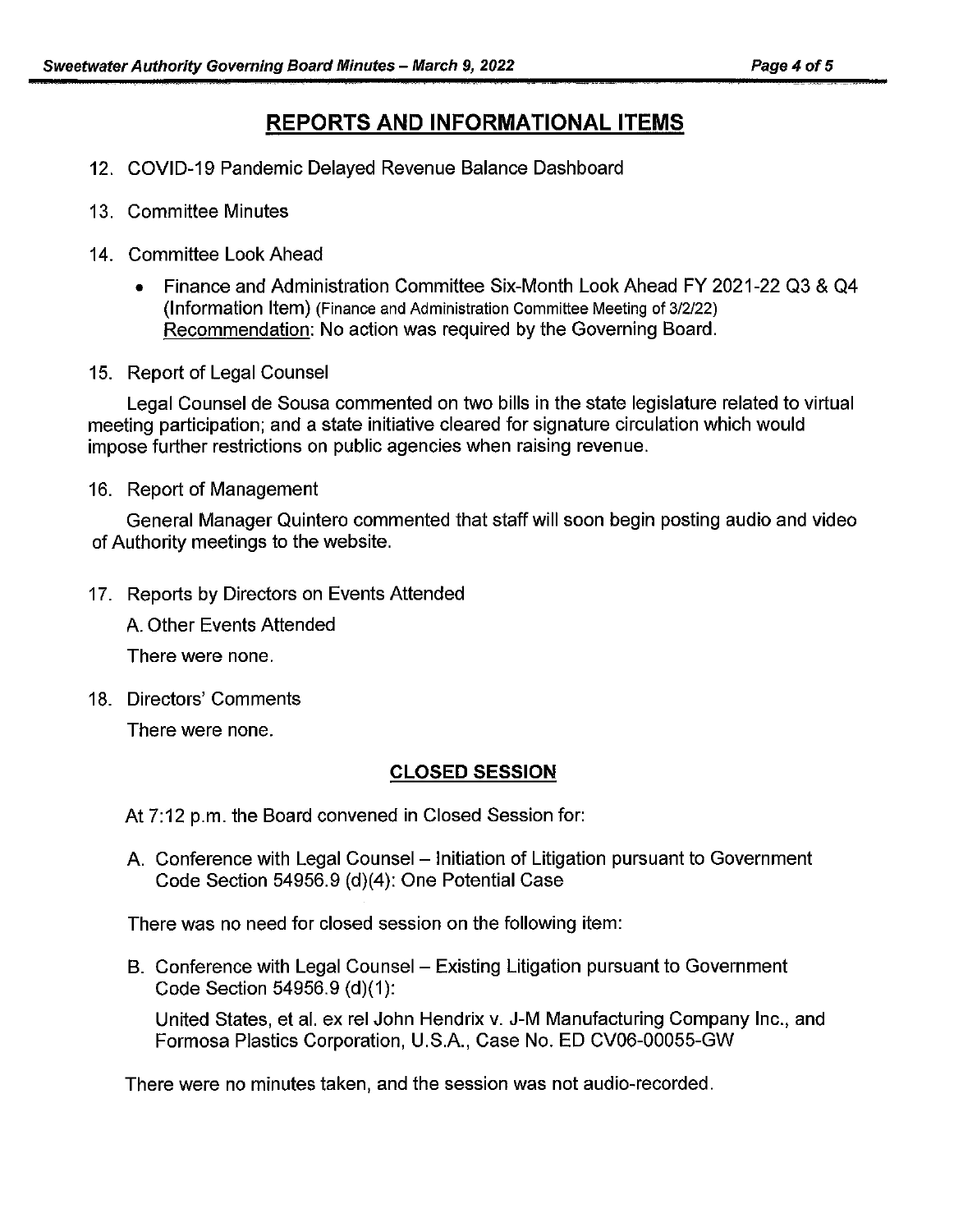## REPORTS AND INFORMATIONAL ITEMS

12. COVID-19 Pandemic Delayed Revenue Balance Dashboard

13. Committee Minutes

14. Committee Look Ahead

    - Finance and Administration Committee Six-Month Look Ahead FY 2021-22 Q3 & Q4 (Information Item) (Finance and Administration Committee Meeting of 3/2/22)
      Recommendation: No action was required by the Governing Board.

15. Report of Legal Counsel

    Legal Counsel de Sousa commented on two bills in the state legislature related to virtual meeting participation; and a state initiative cleared for signature circulation which would impose further restrictions on public agencies when raising revenue.

16. Report of Management

    General Manager Quintero commented that staff will soon begin posting audio and video of Authority meetings to the website.

17. Reports by Directors on Events Attended

    A. Other Events Attended

    There were none.

18. Directors' Comments

    There were none.

### CLOSED SESSION

At 7:12 p.m. the Board convened in Closed Session for:

A. Conference with Legal Counsel – Initiation of Litigation pursuant to Government Code Section 54956.9 (d)(4): One Potential Case

There was no need for closed session on the following item:

B. Conference with Legal Counsel – Existing Litigation pursuant to Government Code Section 54956.9 (d)(1):

   United States, et al. ex rel John Hendrix v. J-M Manufacturing Company Inc., and Formosa Plastics Corporation, U.S.A., Case No. ED CV06-00055-GW

There were no minutes taken, and the session was not audio-recorded.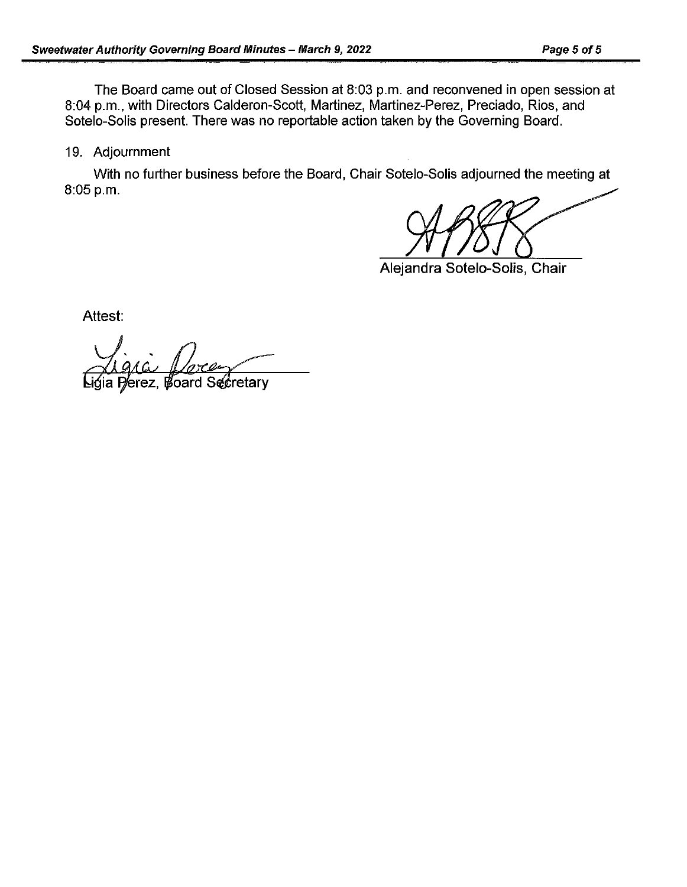The Board came out of Closed Session at 8:03 p.m. and reconvened in open session at 8:04 p.m., with Directors Calderon-Scott, Martinez, Martinez-Perez, Preciado, Rios, and Sotelo-Solis present. There was no reportable action taken by the Governing Board.

19. Adjournment

With no further business before the Board, Chair Sotelo-Solis adjourned the meeting at 8:05 p.m.

Alejandra Sotelo-Solis, Chair

Attest:

Ligia Perez, Board Secretary